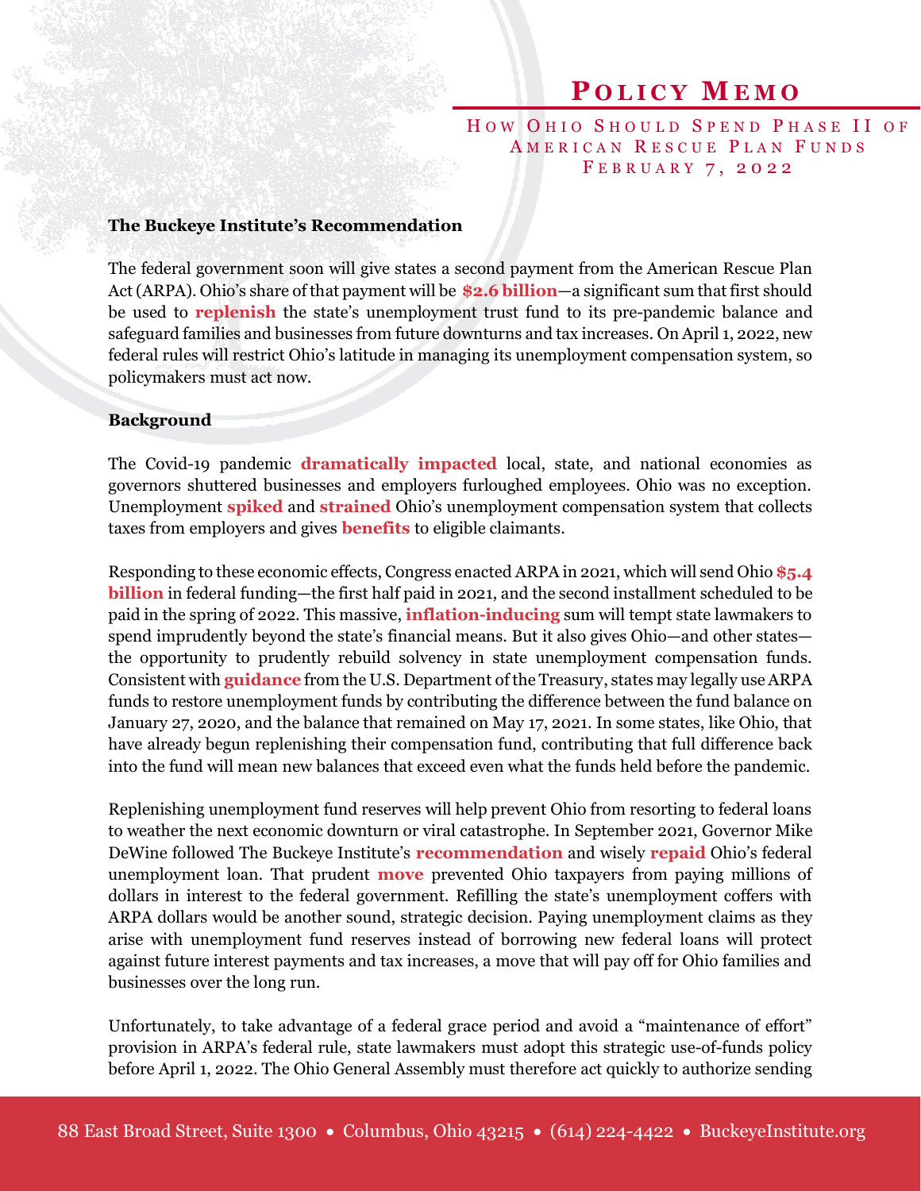# Policy Memo

## How Ohio Should Spend Phase II of American Rescue Plan Funds

February 7, 2022

### The Buckeye Institute's Recommendation

The federal government soon will give states a second payment from the American Rescue Plan Act (ARPA). Ohio's share of that payment will be **$2.6 billion**—a significant sum that first should be used to **replenish** the state's unemployment trust fund to its pre-pandemic balance and safeguard families and businesses from future downturns and tax increases. On April 1, 2022, new federal rules will restrict Ohio's latitude in managing its unemployment compensation system, so policymakers must act now.

### Background

The Covid-19 pandemic **dramatically impacted** local, state, and national economies as governors shuttered businesses and employers furloughed employees. Ohio was no exception. Unemployment **spiked** and **strained** Ohio's unemployment compensation system that collects taxes from employers and gives **benefits** to eligible claimants.

Responding to these economic effects, Congress enacted ARPA in 2021, which will send Ohio **$5.4 billion** in federal funding—the first half paid in 2021, and the second installment scheduled to be paid in the spring of 2022. This massive, **inflation-inducing** sum will tempt state lawmakers to spend imprudently beyond the state's financial means. But it also gives Ohio—and other states—the opportunity to prudently rebuild solvency in state unemployment compensation funds. Consistent with **guidance** from the U.S. Department of the Treasury, states may legally use ARPA funds to restore unemployment funds by contributing the difference between the fund balance on January 27, 2020, and the balance that remained on May 17, 2021. In some states, like Ohio, that have already begun replenishing their compensation fund, contributing that full difference back into the fund will mean new balances that exceed even what the funds held before the pandemic.

Replenishing unemployment fund reserves will help prevent Ohio from resorting to federal loans to weather the next economic downturn or viral catastrophe. In September 2021, Governor Mike DeWine followed The Buckeye Institute's **recommendation** and wisely **repaid** Ohio's federal unemployment loan. That prudent **move** prevented Ohio taxpayers from paying millions of dollars in interest to the federal government. Refilling the state's unemployment coffers with ARPA dollars would be another sound, strategic decision. Paying unemployment claims as they arise with unemployment fund reserves instead of borrowing new federal loans will protect against future interest payments and tax increases, a move that will pay off for Ohio families and businesses over the long run.

Unfortunately, to take advantage of a federal grace period and avoid a "maintenance of effort" provision in ARPA's federal rule, state lawmakers must adopt this strategic use-of-funds policy before April 1, 2022. The Ohio General Assembly must therefore act quickly to authorize sending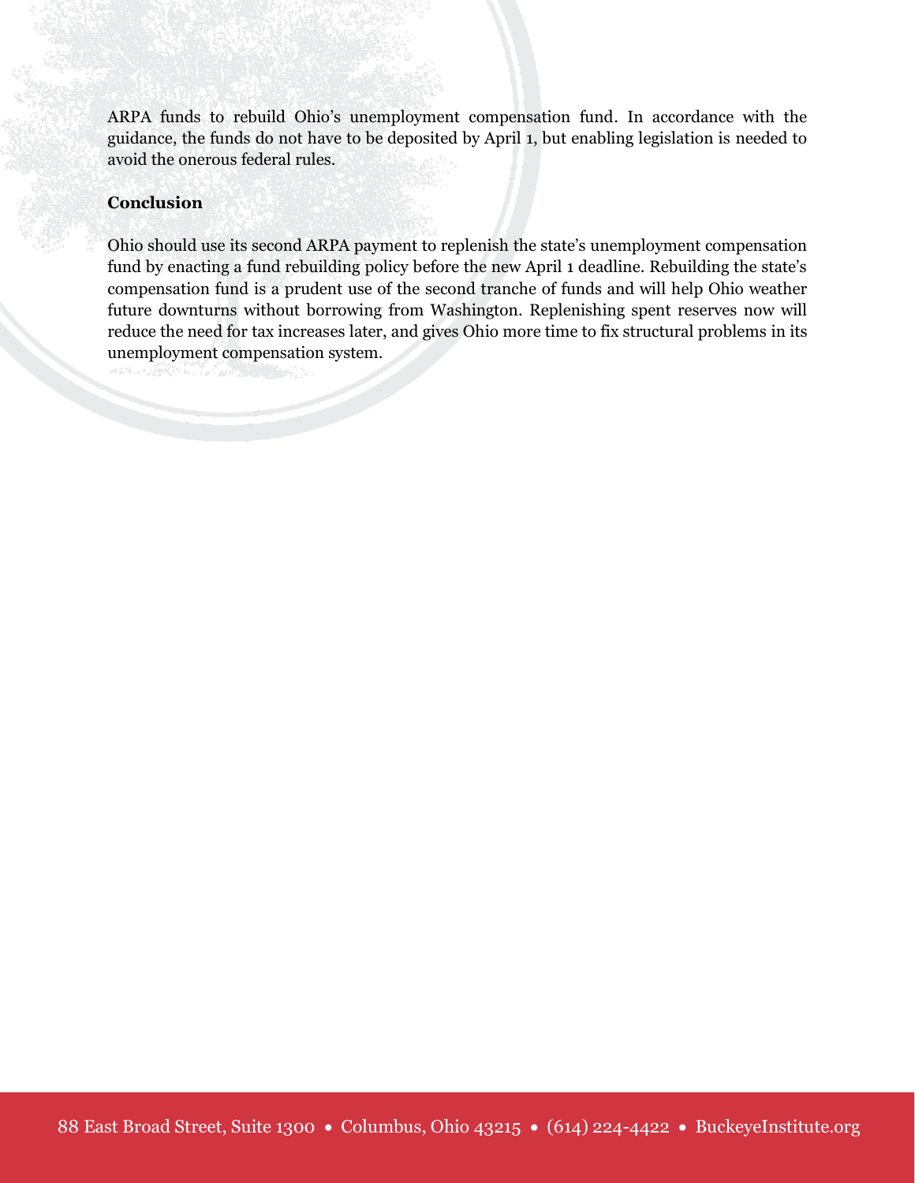ARPA funds to rebuild Ohio's unemployment compensation fund. In accordance with the guidance, the funds do not have to be deposited by April 1, but enabling legislation is needed to avoid the onerous federal rules.

**Conclusion**

Ohio should use its second ARPA payment to replenish the state's unemployment compensation fund by enacting a fund rebuilding policy before the new April 1 deadline. Rebuilding the state's compensation fund is a prudent use of the second tranche of funds and will help Ohio weather future downturns without borrowing from Washington. Replenishing spent reserves now will reduce the need for tax increases later, and gives Ohio more time to fix structural problems in its unemployment compensation system.